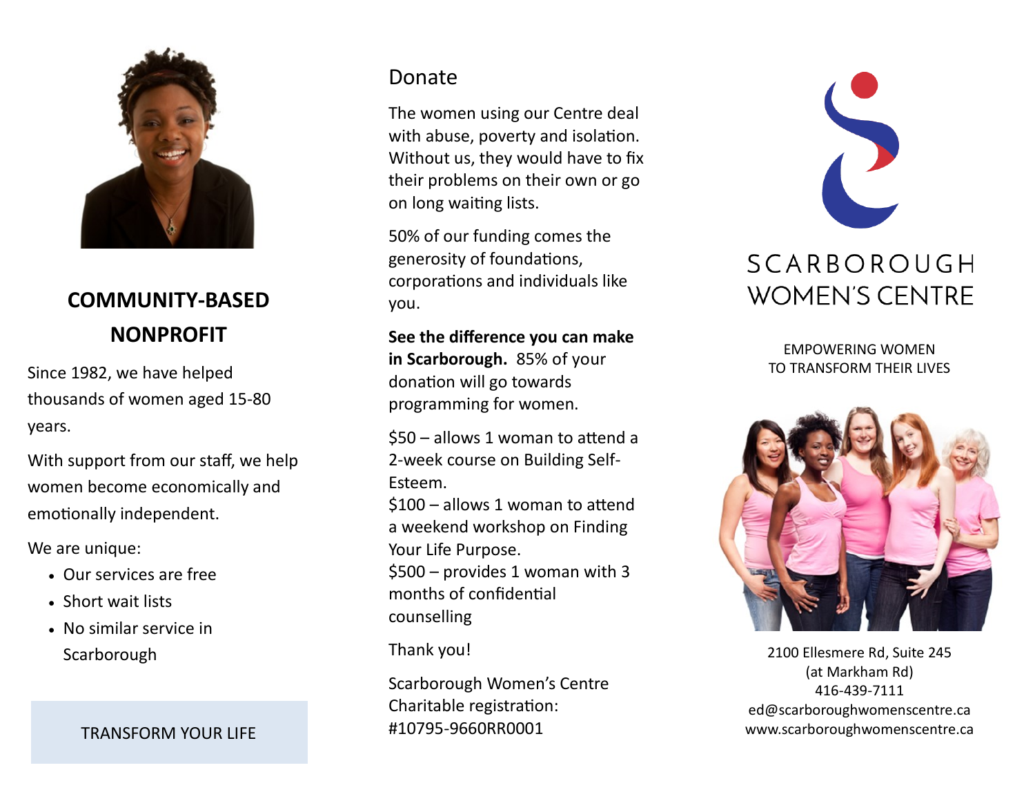## COMMUNITY-BASED NONPROFIT

Since 1982, we have helped thousands of women aged 15-80 years.

With support from our staff, we help women become economically and emotionally independent.

We are unique:

- Our services are free
- Short wait lists
- No similar service in Scarborough

TRANSFORM YOUR LIFE

## Donate

The women using our Centre deal with abuse, poverty and isolation. Without us, they would have to fix their problems on their own or go on long waiting lists.

50% of our funding comes the generosity of foundations, corporations and individuals like you.

**See the difference you can make in Scarborough.** 85% of your donation will go towards programming for women.

$50 – allows 1 woman to attend a 2-week course on Building Self-Esteem.
$100 – allows 1 woman to attend a weekend workshop on Finding Your Life Purpose.
$500 – provides 1 woman with 3 months of confidential counselling

Thank you!

Scarborough Women's Centre
Charitable registration:
#10795-9660RR0001

# SCARBOROUGH WOMEN'S CENTRE

EMPOWERING WOMEN
TO TRANSFORM THEIR LIVES

2100 Ellesmere Rd, Suite 245
(at Markham Rd)
416-439-7111
ed@scarboroughwomenscentre.ca
www.scarboroughwomenscentre.ca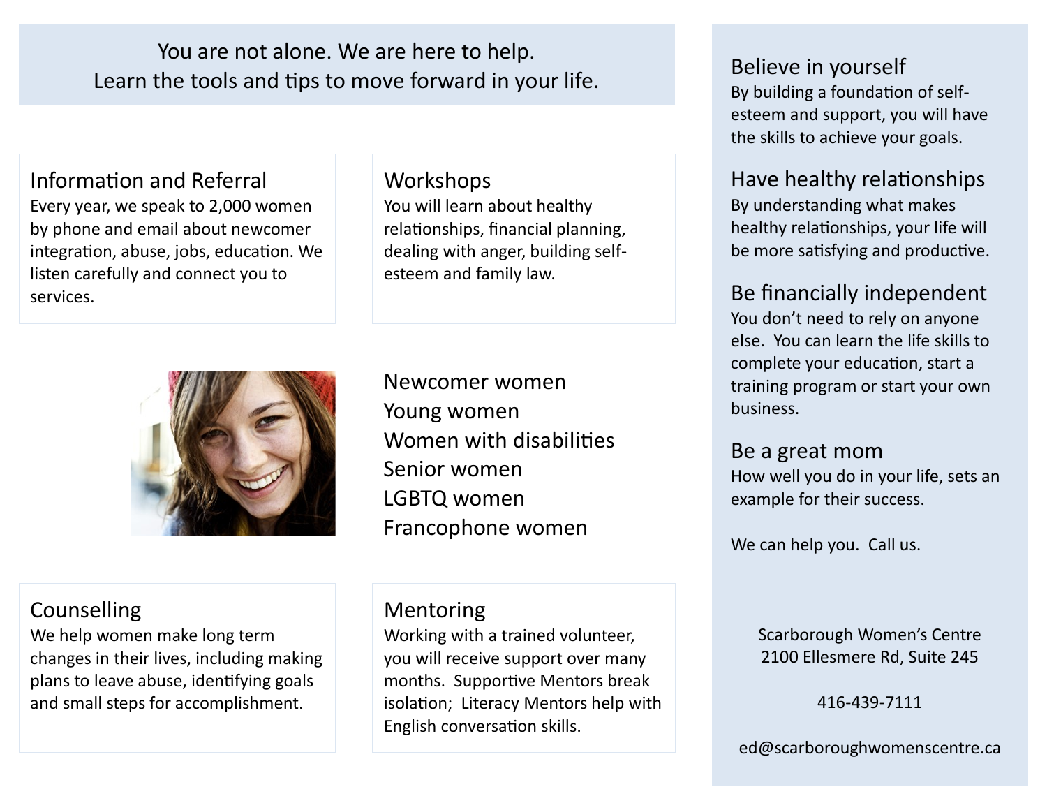You are not alone. We are here to help.
Learn the tools and tips to move forward in your life.

## Information and Referral

Every year, we speak to 2,000 women by phone and email about newcomer integration, abuse, jobs, education. We listen carefully and connect you to services.

## Workshops

You will learn about healthy relationships, financial planning, dealing with anger, building self-esteem and family law.

Newcomer women
Young women
Women with disabilities
Senior women
LGBTQ women
Francophone women

## Counselling

We help women make long term changes in their lives, including making plans to leave abuse, identifying goals and small steps for accomplishment.

## Mentoring

Working with a trained volunteer, you will receive support over many months. Supportive Mentors break isolation; Literacy Mentors help with English conversation skills.

## Believe in yourself

By building a foundation of self-esteem and support, you will have the skills to achieve your goals.

## Have healthy relationships

By understanding what makes healthy relationships, your life will be more satisfying and productive.

## Be financially independent

You don't need to rely on anyone else. You can learn the life skills to complete your education, start a training program or start your own business.

## Be a great mom

How well you do in your life, sets an example for their success.

We can help you. Call us.

Scarborough Women's Centre
2100 Ellesmere Rd, Suite 245

416-439-7111

ed@scarboroughwomenscentre.ca